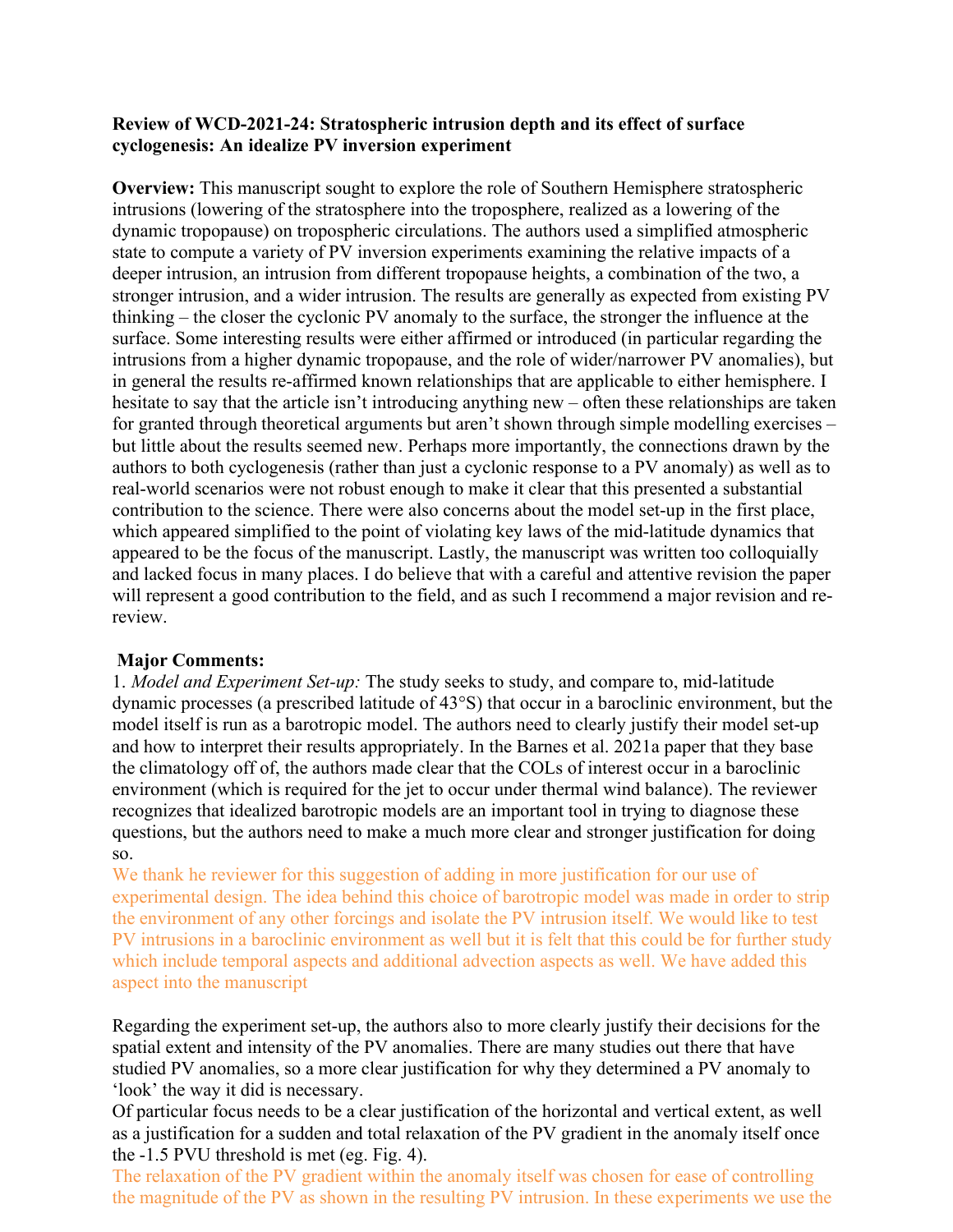**Review of WCD-2021-24: Stratospheric intrusion depth and its effect of surface cyclogenesis: An idealize PV inversion experiment**

**Overview:** This manuscript sought to explore the role of Southern Hemisphere stratospheric intrusions (lowering of the stratosphere into the troposphere, realized as a lowering of the dynamic tropopause) on tropospheric circulations. The authors used a simplified atmospheric state to compute a variety of PV inversion experiments examining the relative impacts of a deeper intrusion, an intrusion from different tropopause heights, a combination of the two, a stronger intrusion, and a wider intrusion. The results are generally as expected from existing PV thinking – the closer the cyclonic PV anomaly to the surface, the stronger the influence at the surface. Some interesting results were either affirmed or introduced (in particular regarding the intrusions from a higher dynamic tropopause, and the role of wider/narrower PV anomalies), but in general the results re-affirmed known relationships that are applicable to either hemisphere. I hesitate to say that the article isn't introducing anything new – often these relationships are taken for granted through theoretical arguments but aren't shown through simple modelling exercises – but little about the results seemed new. Perhaps more importantly, the connections drawn by the authors to both cyclogenesis (rather than just a cyclonic response to a PV anomaly) as well as to real-world scenarios were not robust enough to make it clear that this presented a substantial contribution to the science. There were also concerns about the model set-up in the first place, which appeared simplified to the point of violating key laws of the mid-latitude dynamics that appeared to be the focus of the manuscript. Lastly, the manuscript was written too colloquially and lacked focus in many places. I do believe that with a careful and attentive revision the paper will represent a good contribution to the field, and as such I recommend a major revision and re-review.

**Major Comments:**

1. *Model and Experiment Set-up:* The study seeks to study, and compare to, mid-latitude dynamic processes (a prescribed latitude of 43°S) that occur in a baroclinic environment, but the model itself is run as a barotropic model. The authors need to clearly justify their model set-up and how to interpret their results appropriately. In the Barnes et al. 2021a paper that they base the climatology off of, the authors made clear that the COLs of interest occur in a baroclinic environment (which is required for the jet to occur under thermal wind balance). The reviewer recognizes that idealized barotropic models are an important tool in trying to diagnose these questions, but the authors need to make a much more clear and stronger justification for doing so.

We thank he reviewer for this suggestion of adding in more justification for our use of experimental design. The idea behind this choice of barotropic model was made in order to strip the environment of any other forcings and isolate the PV intrusion itself. We would like to test PV intrusions in a baroclinic environment as well but it is felt that this could be for further study which include temporal aspects and additional advection aspects as well. We have added this aspect into the manuscript

Regarding the experiment set-up, the authors also to more clearly justify their decisions for the spatial extent and intensity of the PV anomalies. There are many studies out there that have studied PV anomalies, so a more clear justification for why they determined a PV anomaly to 'look' the way it did is necessary.

Of particular focus needs to be a clear justification of the horizontal and vertical extent, as well as a justification for a sudden and total relaxation of the PV gradient in the anomaly itself once the -1.5 PVU threshold is met (eg. Fig. 4).

The relaxation of the PV gradient within the anomaly itself was chosen for ease of controlling the magnitude of the PV as shown in the resulting PV intrusion. In these experiments we use the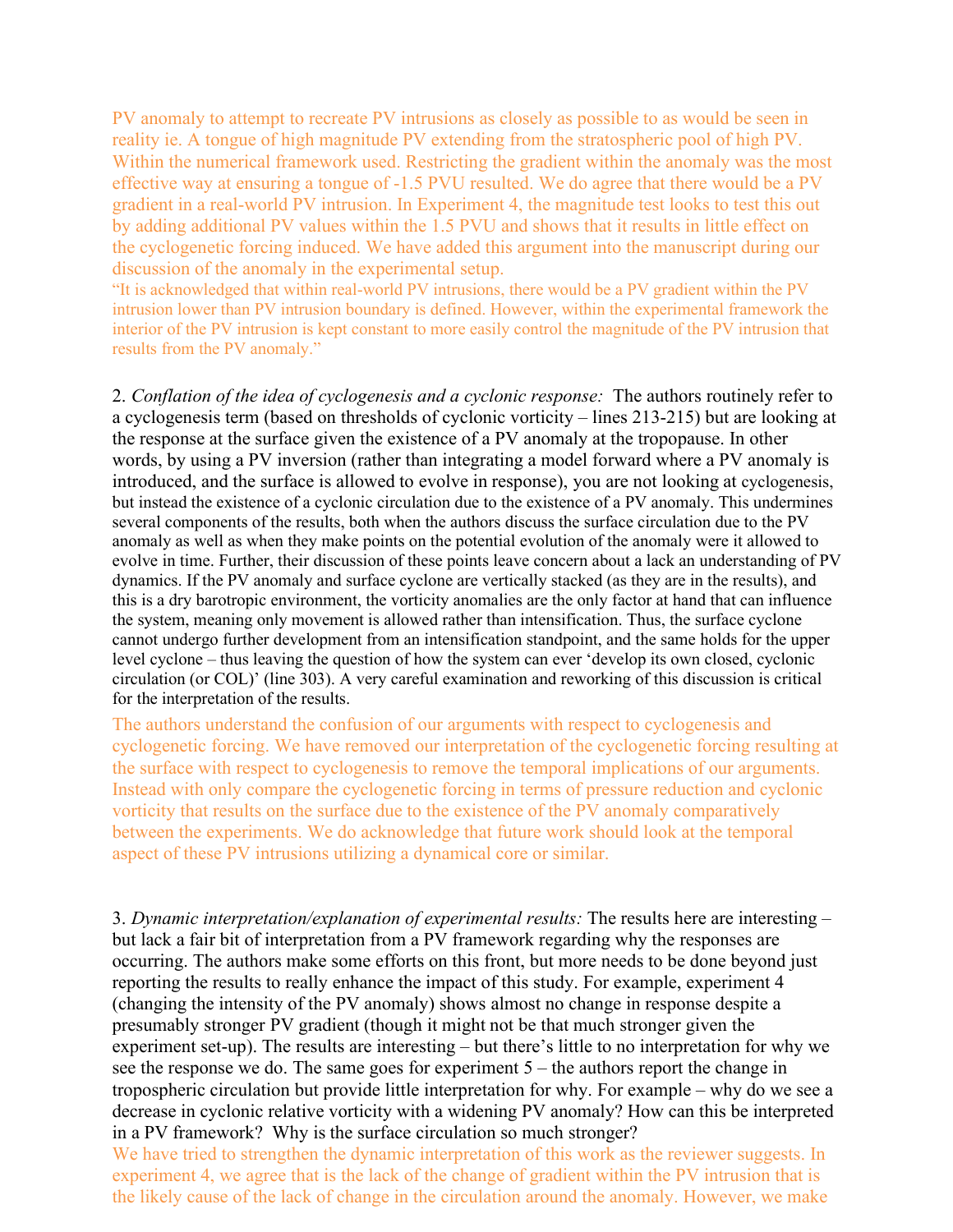PV anomaly to attempt to recreate PV intrusions as closely as possible to as would be seen in reality ie. A tongue of high magnitude PV extending from the stratospheric pool of high PV. Within the numerical framework used. Restricting the gradient within the anomaly was the most effective way at ensuring a tongue of -1.5 PVU resulted. We do agree that there would be a PV gradient in a real-world PV intrusion. In Experiment 4, the magnitude test looks to test this out by adding additional PV values within the 1.5 PVU and shows that it results in little effect on the cyclogenetic forcing induced. We have added this argument into the manuscript during our discussion of the anomaly in the experimental setup.

"It is acknowledged that within real-world PV intrusions, there would be a PV gradient within the PV intrusion lower than PV intrusion boundary is defined. However, within the experimental framework the interior of the PV intrusion is kept constant to more easily control the magnitude of the PV intrusion that results from the PV anomaly."

2. *Conflation of the idea of cyclogenesis and a cyclonic response:* The authors routinely refer to a cyclogenesis term (based on thresholds of cyclonic vorticity – lines 213-215) but are looking at the response at the surface given the existence of a PV anomaly at the tropopause. In other words, by using a PV inversion (rather than integrating a model forward where a PV anomaly is introduced, and the surface is allowed to evolve in response), you are not looking at cyclogenesis, but instead the existence of a cyclonic circulation due to the existence of a PV anomaly. This undermines several components of the results, both when the authors discuss the surface circulation due to the PV anomaly as well as when they make points on the potential evolution of the anomaly were it allowed to evolve in time. Further, their discussion of these points leave concern about a lack an understanding of PV dynamics. If the PV anomaly and surface cyclone are vertically stacked (as they are in the results), and this is a dry barotropic environment, the vorticity anomalies are the only factor at hand that can influence the system, meaning only movement is allowed rather than intensification. Thus, the surface cyclone cannot undergo further development from an intensification standpoint, and the same holds for the upper level cyclone – thus leaving the question of how the system can ever 'develop its own closed, cyclonic circulation (or COL)' (line 303). A very careful examination and reworking of this discussion is critical for the interpretation of the results.

The authors understand the confusion of our arguments with respect to cyclogenesis and cyclogenetic forcing. We have removed our interpretation of the cyclogenetic forcing resulting at the surface with respect to cyclogenesis to remove the temporal implications of our arguments. Instead with only compare the cyclogenetic forcing in terms of pressure reduction and cyclonic vorticity that results on the surface due to the existence of the PV anomaly comparatively between the experiments. We do acknowledge that future work should look at the temporal aspect of these PV intrusions utilizing a dynamical core or similar.

3. *Dynamic interpretation/explanation of experimental results:* The results here are interesting – but lack a fair bit of interpretation from a PV framework regarding why the responses are occurring. The authors make some efforts on this front, but more needs to be done beyond just reporting the results to really enhance the impact of this study. For example, experiment 4 (changing the intensity of the PV anomaly) shows almost no change in response despite a presumably stronger PV gradient (though it might not be that much stronger given the experiment set-up). The results are interesting – but there's little to no interpretation for why we see the response we do. The same goes for experiment 5 – the authors report the change in tropospheric circulation but provide little interpretation for why. For example – why do we see a decrease in cyclonic relative vorticity with a widening PV anomaly? How can this be interpreted in a PV framework? Why is the surface circulation so much stronger?

We have tried to strengthen the dynamic interpretation of this work as the reviewer suggests. In experiment 4, we agree that is the lack of the change of gradient within the PV intrusion that is the likely cause of the lack of change in the circulation around the anomaly. However, we make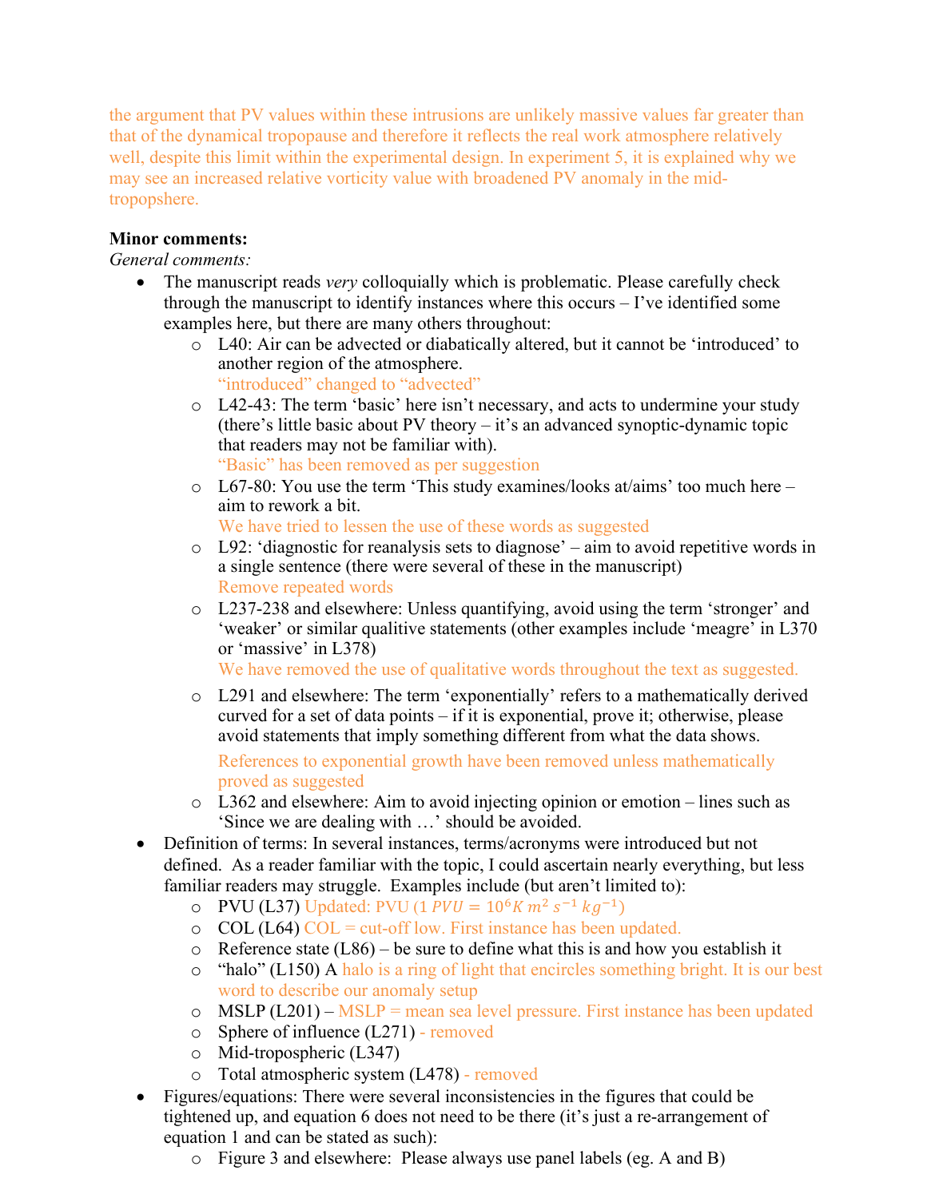the argument that PV values within these intrusions are unlikely massive values far greater than that of the dynamical tropopause and therefore it reflects the real work atmosphere relatively well, despite this limit within the experimental design. In experiment 5, it is explained why we may see an increased relative vorticity value with broadened PV anomaly in the mid-tropopshere.

**Minor comments:**

*General comments:*

- The manuscript reads *very* colloquially which is problematic. Please carefully check through the manuscript to identify instances where this occurs – I've identified some examples here, but there are many others throughout:
  - L40: Air can be advected or diabatically altered, but it cannot be 'introduced' to another region of the atmosphere.
    "introduced" changed to "advected"
  - L42-43: The term 'basic' here isn't necessary, and acts to undermine your study (there's little basic about PV theory – it's an advanced synoptic-dynamic topic that readers may not be familiar with).
    "Basic" has been removed as per suggestion
  - L67-80: You use the term 'This study examines/looks at/aims' too much here – aim to rework a bit.
    We have tried to lessen the use of these words as suggested
  - L92: 'diagnostic for reanalysis sets to diagnose' – aim to avoid repetitive words in a single sentence (there were several of these in the manuscript)
    Remove repeated words
  - L237-238 and elsewhere: Unless quantifying, avoid using the term 'stronger' and 'weaker' or similar qualitive statements (other examples include 'meagre' in L370 or 'massive' in L378)
    We have removed the use of qualitative words throughout the text as suggested.
  - L291 and elsewhere: The term 'exponentially' refers to a mathematically derived curved for a set of data points – if it is exponential, prove it; otherwise, please avoid statements that imply something different from what the data shows.
    References to exponential growth have been removed unless mathematically proved as suggested
  - L362 and elsewhere: Aim to avoid injecting opinion or emotion – lines such as 'Since we are dealing with …' should be avoided.
- Definition of terms: In several instances, terms/acronyms were introduced but not defined. As a reader familiar with the topic, I could ascertain nearly everything, but less familiar readers may struggle. Examples include (but aren't limited to):
  - PVU (L37) Updated: PVU ($1\ PVU = 10^6 K\ m^2\ s^{-1}\ kg^{-1}$)
  - COL (L64) COL = cut-off low. First instance has been updated.
  - Reference state (L86) – be sure to define what this is and how you establish it
  - "halo" (L150) A halo is a ring of light that encircles something bright. It is our best word to describe our anomaly setup
  - MSLP (L201) – MSLP = mean sea level pressure. First instance has been updated
  - Sphere of influence (L271) - removed
  - Mid-tropospheric (L347)
  - Total atmospheric system (L478) - removed
- Figures/equations: There were several inconsistencies in the figures that could be tightened up, and equation 6 does not need to be there (it's just a re-arrangement of equation 1 and can be stated as such):
  - Figure 3 and elsewhere: Please always use panel labels (eg. A and B)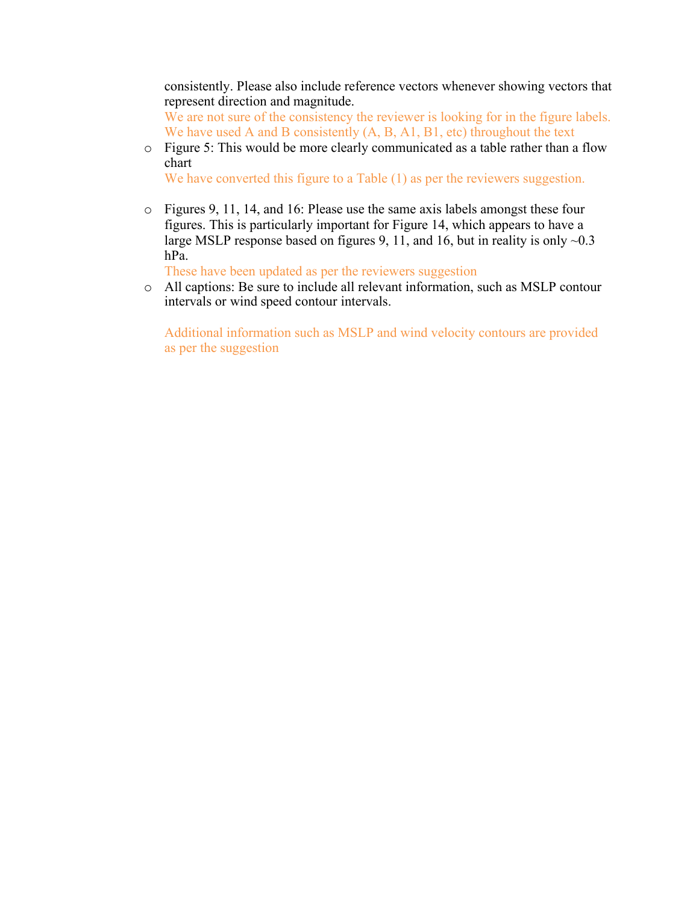consistently. Please also include reference vectors whenever showing vectors that represent direction and magnitude.

We are not sure of the consistency the reviewer is looking for in the figure labels. We have used A and B consistently (A, B, A1, B1, etc) throughout the text

- Figure 5: This would be more clearly communicated as a table rather than a flow chart

  We have converted this figure to a Table (1) as per the reviewers suggestion.

- Figures 9, 11, 14, and 16: Please use the same axis labels amongst these four figures. This is particularly important for Figure 14, which appears to have a large MSLP response based on figures 9, 11, and 16, but in reality is only ~0.3 hPa.

  These have been updated as per the reviewers suggestion

- All captions: Be sure to include all relevant information, such as MSLP contour intervals or wind speed contour intervals.

  Additional information such as MSLP and wind velocity contours are provided as per the suggestion